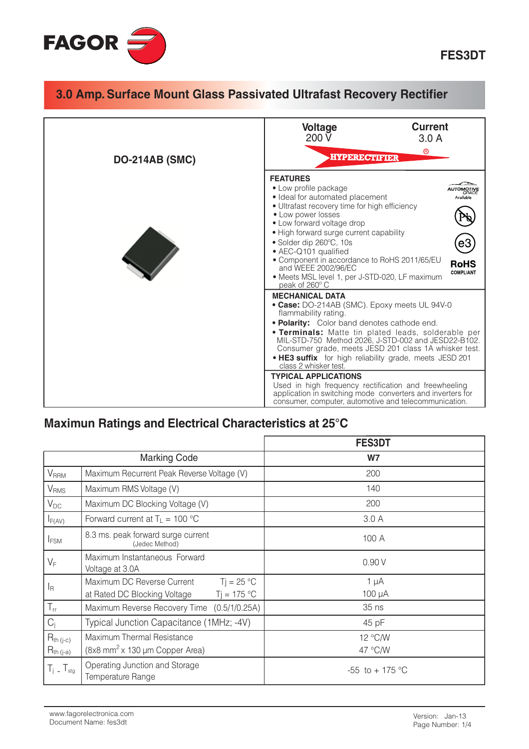# FES3DT

## 3.0 Amp. Surface Mount Glass Passivated Ultrafast Recovery Rectifier

**DO-214AB (SMC)**

| Voltage | Current |
|---|---|
| 200 V | 3.0 A |

HYPERECTIFIER®

### FEATURES

- Low profile package
- Ideal for automated placement
- Ultrafast recovery time for high efficiency
- Low power losses
- Low forward voltage drop
- High forward surge current capability
- Solder dip 260ºC, 10s
- AEC-Q101 qualified
- Component in accordance to RoHS 2011/65/EU and WEEE 2002/96/EC
- Meets MSL level 1, per J-STD-020, LF maximum peak of 260° C

AUTOMOTIVE GRADE Available

RoHS COMPLIANT

### MECHANICAL DATA

- **Case:** DO-214AB (SMC). Epoxy meets UL 94V-0 flammability rating.
- **Polarity:** Color band denotes cathode end.
- **Terminals:** Matte tin plated leads, solderable per MIL-STD-750 Method 2026, J-STD-002 and JESD22-B102. Consumer grade, meets JESD 201 class 1A whisker test.
- **HE3 suffix** for high reliability grade, meets JESD 201 class 2 whisker test.

### TYPICAL APPLICATIONS

Used in high frequency rectification and freewheeling application in switching mode converters and inverters for consumer, computer, automotive and telecommunication.

## Maximun Ratings and Electrical Characteristics at 25°C

| | | FES3DT |
|---|---|---|
| Marking Code | | **W7** |
| $V_{RRM}$ | Maximum Recurrent Peak Reverse Voltage (V) | 200 |
| $V_{RMS}$ | Maximum RMS Voltage (V) | 140 |
| $V_{DC}$ | Maximum DC Blocking Voltage (V) | 200 |
| $I_{F(AV)}$ | Forward current at $T_L$ = 100 °C | 3.0 A |
| $I_{FSM}$ | 8.3 ms. peak forward surge current (Jedec Method) | 100 A |
| $V_F$ | Maximum Instantaneous Forward Voltage at 3.0A | 0.90 V |
| $I_R$ | Maximum DC Reverse Current at Rated DC Blocking Voltage — Tj = 25 °C / Tj = 175 °C | 1 µA / 100 µA |
| $T_{rr}$ | Maximum Reverse Recovery Time (0.5/1/0.25A) | 35 ns |
| $C_j$ | Typical Junction Capacitance (1MHz; -4V) | 45 pF |
| $R_{th\,(j-c)}$ / $R_{th\,(j-a)}$ | Maximum Thermal Resistance (8x8 $mm^2$ x 130 µm Copper Area) | 12 °C/W / 47 °C/W |
| $T_j$ - $T_{stg}$ | Operating Junction and Storage Temperature Range | -55 to + 175 °C |

www.fagorelectronica.com
Document Name: fes3dt

Version: Jan-13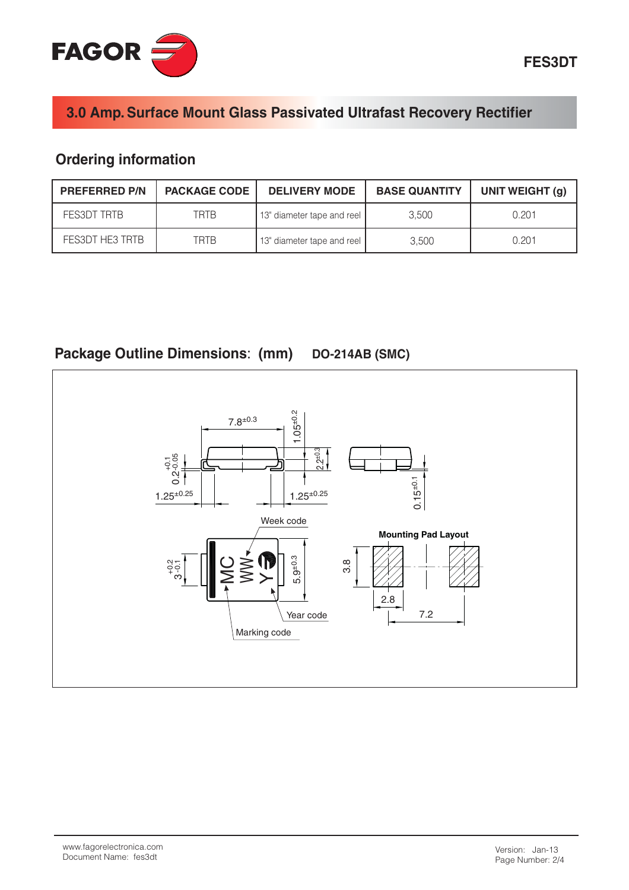# 3.0 Amp. Surface Mount Glass Passivated Ultrafast Recovery Rectifier

## Ordering information

| PREFERRED P/N | PACKAGE CODE | DELIVERY MODE | BASE QUANTITY | UNIT WEIGHT (g) |
|---|---|---|---|---|
| FES3DT TRTB | TRTB | 13" diameter tape and reel | 3,500 | 0.201 |
| FES3DT HE3 TRTB | TRTB | 13" diameter tape and reel | 3,500 | 0.201 |

## Package Outline Dimensions: (mm) DO-214AB (SMC)

$7.8^{\pm0.3}$, $1.05^{\pm0.2}$, $2.2^{\pm0.3}$, $0.2^{+0.1}_{-0.05}$, $1.25^{\pm0.25}$, $1.25^{\pm0.25}$, $0.15^{\pm0.1}$

Week code

$3^{+0.2}_{-0.1}$, $5.9^{\pm0.3}$

Year code

Marking code

**Mounting Pad Layout**

3.8, 2.8, 7.2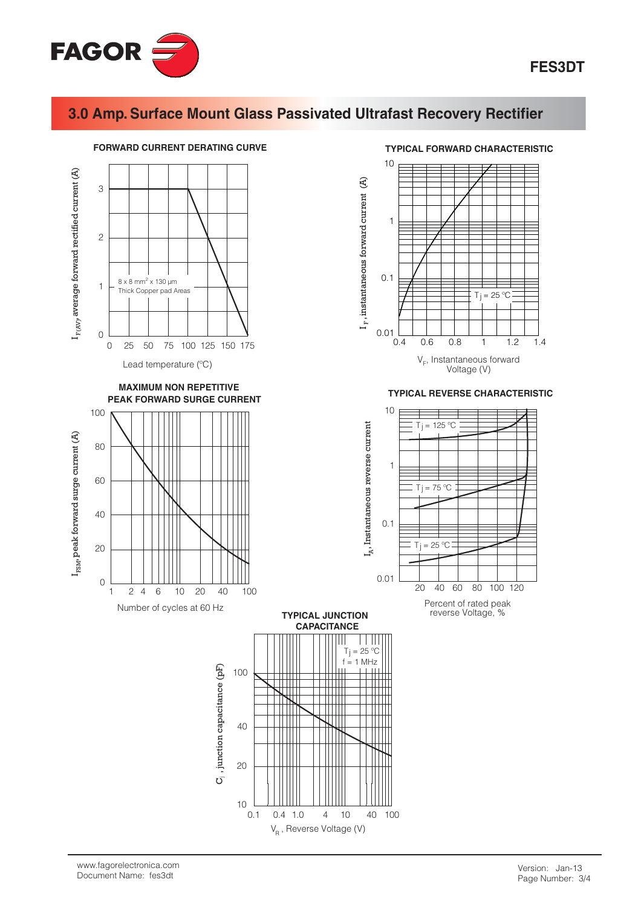# 3.0 Amp. Surface Mount Glass Passivated Ultrafast Recovery Rectifier

**FORWARD CURRENT DERATING CURVE**

$I_{F(AV)}$, average forward rectified current (A)

8 x 8 mm$^2$ x 130 µm
Thick Copper pad Areas

Lead temperature (ºC)

**TYPICAL FORWARD CHARACTERISTIC**

$I_F$, instantaneous forward current (A)

$T_j$ = 25 ºC

$V_F$, Instantaneous forward Voltage (V)

**MAXIMUM NON REPETITIVE PEAK FORWARD SURGE CURRENT**

$I_{FSM}$, peak forward surge current (A)

Number of cycles at 60 Hz

**TYPICAL REVERSE CHARACTERISTIC**

$I_R$, Instantaneous reverse current

$T_j$ = 125 ºC

$T_j$ = 75 ºC

$T_j$ = 25 ºC

Percent of rated peak reverse Voltage, %

**TYPICAL JUNCTION CAPACITANCE**

$C_j$, junction capacitance (pF)

$T_j$ = 25 ºC
f = 1 MHz

$V_R$, Reverse Voltage (V)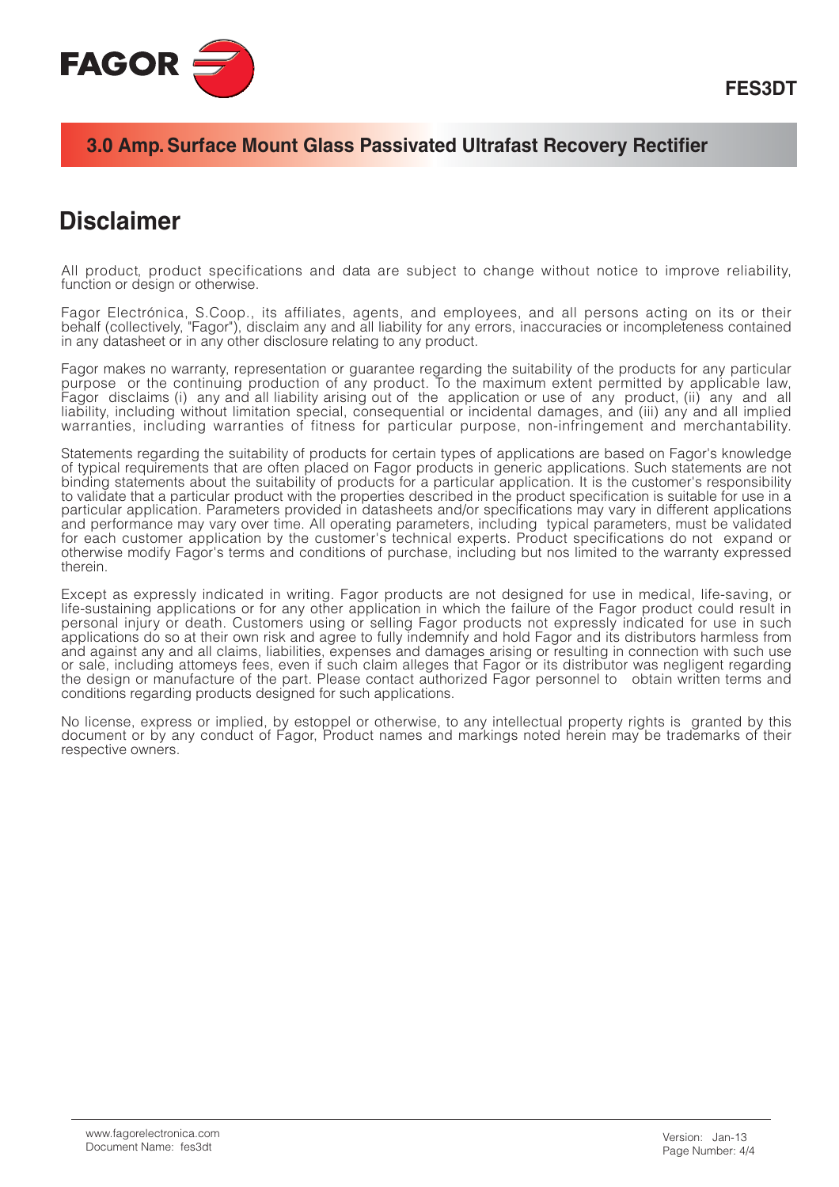## 3.0 Amp. Surface Mount Glass Passivated Ultrafast Recovery Rectifier

# Disclaimer

All product, product specifications and data are subject to change without notice to improve reliability, function or design or otherwise.

Fagor Electrónica, S.Coop., its affiliates, agents, and employees, and all persons acting on its or their behalf (collectively, "Fagor"), disclaim any and all liability for any errors, inaccuracies or incompleteness contained in any datasheet or in any other disclosure relating to any product.

Fagor makes no warranty, representation or guarantee regarding the suitability of the products for any particular purpose or the continuing production of any product. To the maximum extent permitted by applicable law, Fagor disclaims (i) any and all liability arising out of the application or use of any product, (ii) any and all liability, including without limitation special, consequential or incidental damages, and (iii) any and all implied warranties, including warranties of fitness for particular purpose, non-infringement and merchantability.

Statements regarding the suitability of products for certain types of applications are based on Fagor's knowledge of typical requirements that are often placed on Fagor products in generic applications. Such statements are not binding statements about the suitability of products for a particular application. It is the customer's responsibility to validate that a particular product with the properties described in the product specification is suitable for use in a particular application. Parameters provided in datasheets and/or specifications may vary in different applications and performance may vary over time. All operating parameters, including typical parameters, must be validated for each customer application by the customer's technical experts. Product specifications do not expand or otherwise modify Fagor's terms and conditions of purchase, including but nos limited to the warranty expressed therein.

Except as expressly indicated in writing. Fagor products are not designed for use in medical, life-saving, or life-sustaining applications or for any other application in which the failure of the Fagor product could result in personal injury or death. Customers using or selling Fagor products not expressly indicated for use in such applications do so at their own risk and agree to fully indemnify and hold Fagor and its distributors harmless from and against any and all claims, liabilities, expenses and damages arising or resulting in connection with such use or sale, including attomeys fees, even if such claim alleges that Fagor or its distributor was negligent regarding the design or manufacture of the part. Please contact authorized Fagor personnel to obtain written terms and conditions regarding products designed for such applications.

No license, express or implied, by estoppel or otherwise, to any intellectual property rights is granted by this document or by any conduct of Fagor, Product names and markings noted herein may be trademarks of their respective owners.